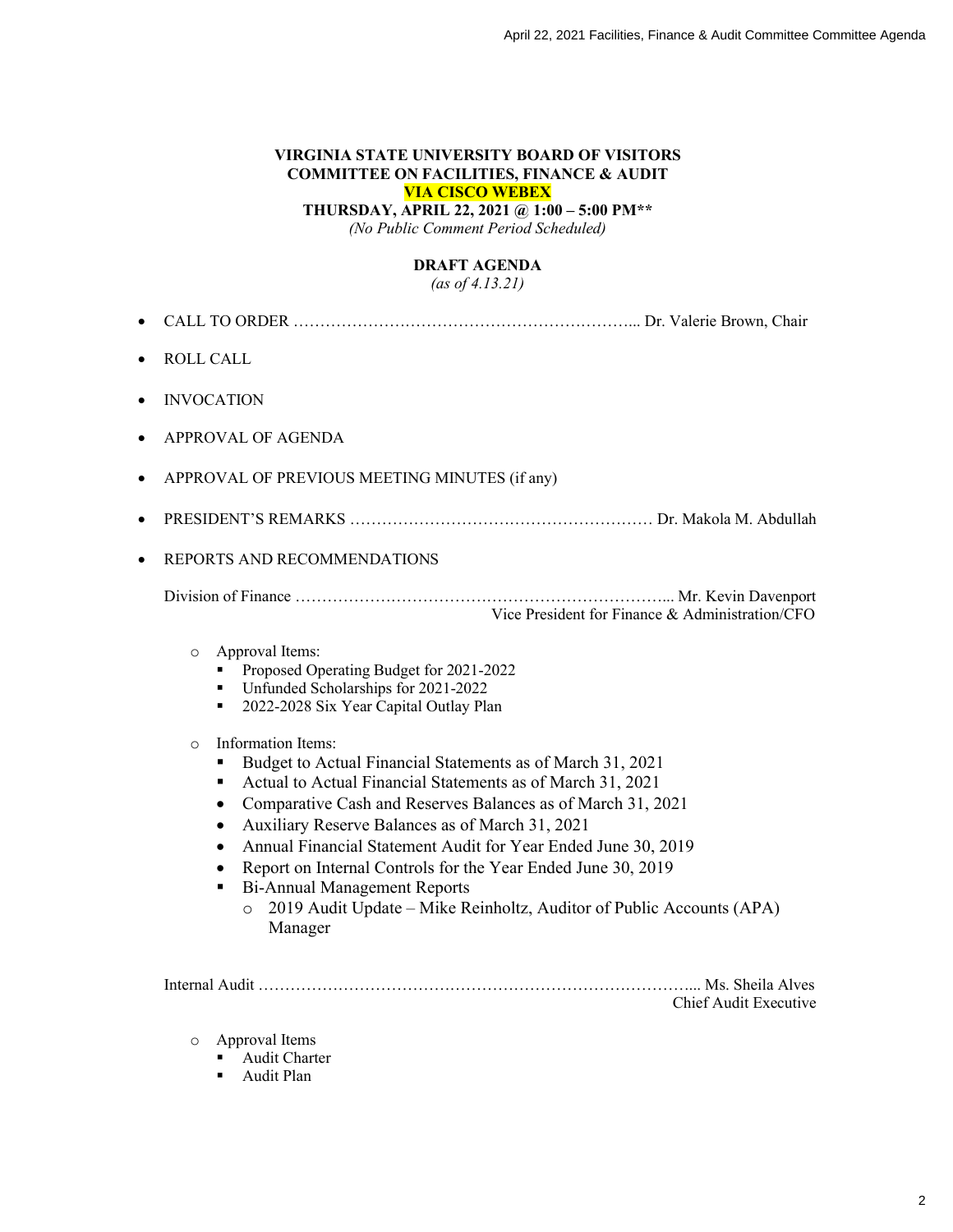**VIRGINIA STATE UNIVERSITY BOARD OF VISITORS**
**COMMITTEE ON FACILITIES, FINANCE & AUDIT**
**VIA CISCO WEBEX**
**THURSDAY, APRIL 22, 2021 @ 1:00 – 5:00 PM****
*(No Public Comment Period Scheduled)*

**DRAFT AGENDA**
*(as of 4.13.21)*

- CALL TO ORDER ………………………………………………………... Dr. Valerie Brown, Chair
- ROLL CALL
- INVOCATION
- APPROVAL OF AGENDA
- APPROVAL OF PREVIOUS MEETING MINUTES (if any)
- PRESIDENT'S REMARKS ………………………………………………… Dr. Makola M. Abdullah
- REPORTS AND RECOMMENDATIONS

  Division of Finance ……………………………………………………………... Mr. Kevin Davenport
  Vice President for Finance & Administration/CFO

  - Approval Items:
    - Proposed Operating Budget for 2021-2022
    - Unfunded Scholarships for 2021-2022
    - 2022-2028 Six Year Capital Outlay Plan
  - Information Items:
    - Budget to Actual Financial Statements as of March 31, 2021
    - Actual to Actual Financial Statements as of March 31, 2021
    - Comparative Cash and Reserves Balances as of March 31, 2021
    - Auxiliary Reserve Balances as of March 31, 2021
    - Annual Financial Statement Audit for Year Ended June 30, 2019
    - Report on Internal Controls for the Year Ended June 30, 2019
    - Bi-Annual Management Reports
      - 2019 Audit Update – Mike Reinholtz, Auditor of Public Accounts (APA) Manager

  Internal Audit ……………………………………………………………………... Ms. Sheila Alves
  Chief Audit Executive

  - Approval Items
    - Audit Charter
    - Audit Plan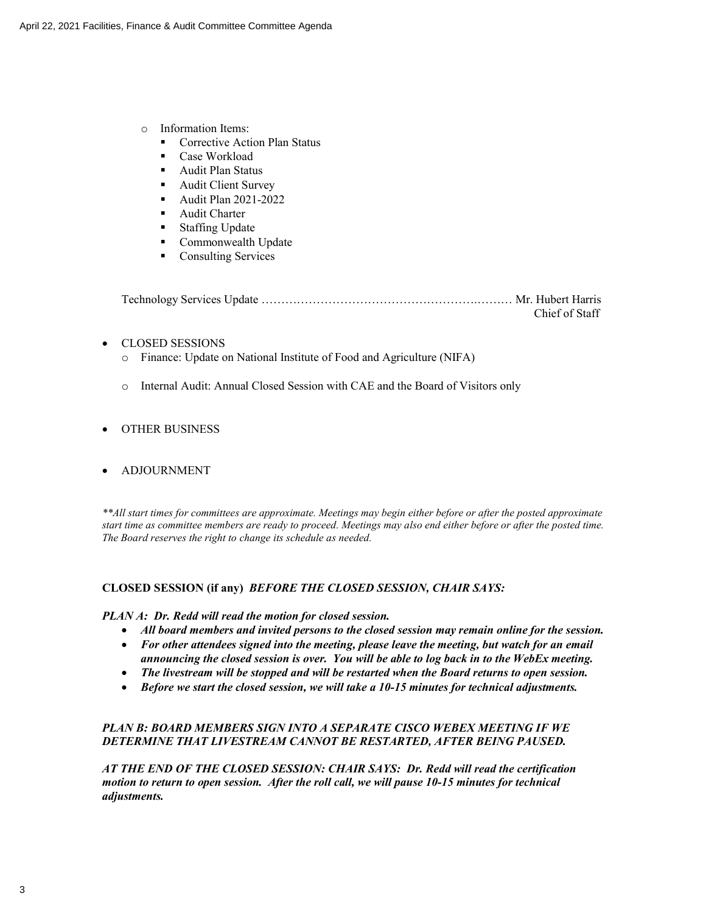- Information Items:
  - Corrective Action Plan Status
  - Case Workload
  - Audit Plan Status
  - Audit Client Survey
  - Audit Plan 2021-2022
  - Audit Charter
  - Staffing Update
  - Commonwealth Update
  - Consulting Services

Technology Services Update …………………………………………………….……. Mr. Hubert Harris
Chief of Staff

- CLOSED SESSIONS
  - Finance: Update on National Institute of Food and Agriculture (NIFA)
  - Internal Audit: Annual Closed Session with CAE and the Board of Visitors only

- OTHER BUSINESS

- ADJOURNMENT

*\*\*All start times for committees are approximate. Meetings may begin either before or after the posted approximate start time as committee members are ready to proceed. Meetings may also end either before or after the posted time. The Board reserves the right to change its schedule as needed.*

**CLOSED SESSION (if any)** ***BEFORE THE CLOSED SESSION, CHAIR SAYS:***

***PLAN A: Dr. Redd will read the motion for closed session.***

- ***All board members and invited persons to the closed session may remain online for the session.***
- ***For other attendees signed into the meeting, please leave the meeting, but watch for an email announcing the closed session is over. You will be able to log back in to the WebEx meeting.***
- ***The livestream will be stopped and will be restarted when the Board returns to open session.***
- ***Before we start the closed session, we will take a 10-15 minutes for technical adjustments.***

***PLAN B: BOARD MEMBERS SIGN INTO A SEPARATE CISCO WEBEX MEETING IF WE DETERMINE THAT LIVESTREAM CANNOT BE RESTARTED, AFTER BEING PAUSED.***

***AT THE END OF THE CLOSED SESSION: CHAIR SAYS: Dr. Redd will read the certification motion to return to open session. After the roll call, we will pause 10-15 minutes for technical adjustments.***